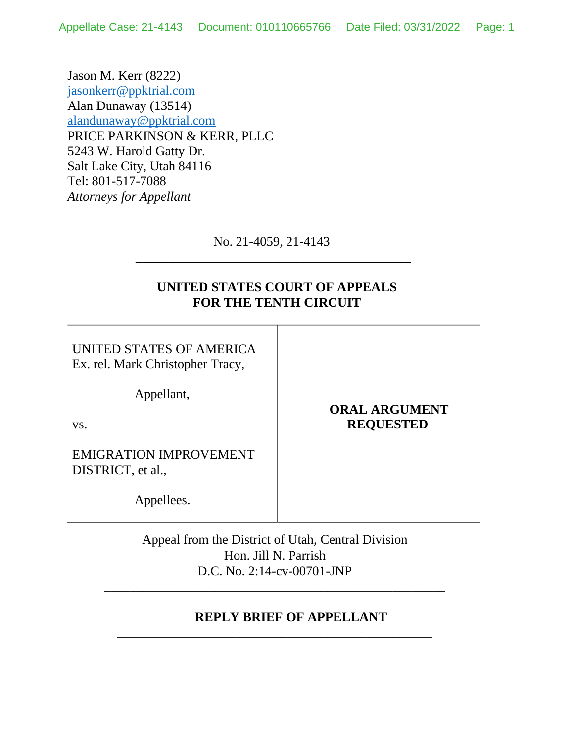Jason M. Kerr (8222)
jasonkerr@ppktrial.com
Alan Dunaway (13514)
alandunaway@ppktrial.com
PRICE PARKINSON & KERR, PLLC
5243 W. Harold Gatty Dr.
Salt Lake City, Utah 84116
Tel: 801-517-7088
*Attorneys for Appellant*

No. 21-4059, 21-4143

---

**UNITED STATES COURT OF APPEALS**
**FOR THE TENTH CIRCUIT**

---

| | |
|---|---|
| UNITED STATES OF AMERICA Ex. rel. Mark Christopher Tracy,<br><br>Appellant,<br><br>vs.<br><br>EMIGRATION IMPROVEMENT DISTRICT, et al.,<br><br>Appellees. | **ORAL ARGUMENT REQUESTED** |

Appeal from the District of Utah, Central Division
Hon. Jill N. Parrish
D.C. No. 2:14-cv-00701-JNP

---

**REPLY BRIEF OF APPELLANT**

---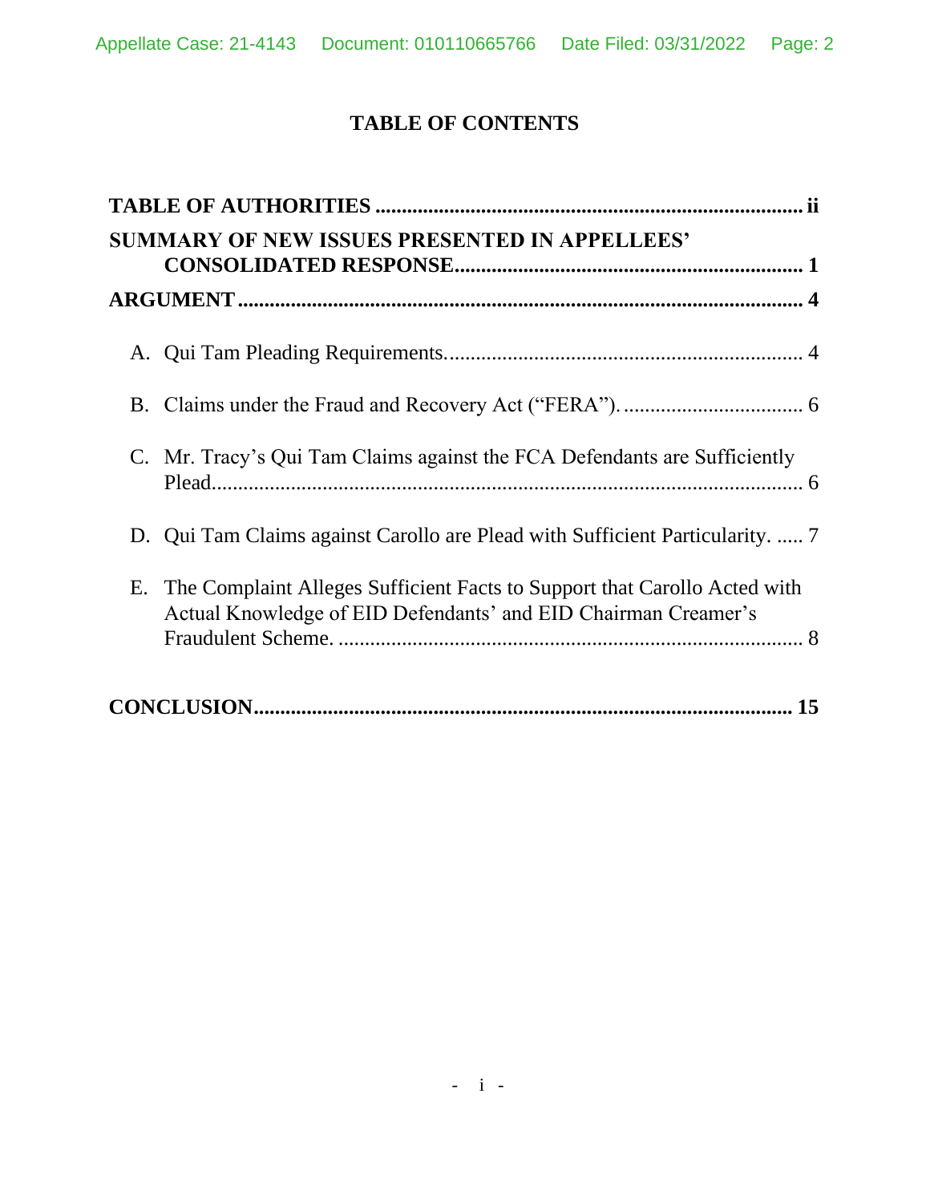# TABLE OF CONTENTS

**TABLE OF AUTHORITIES** ................................................................................ **ii**

**SUMMARY OF NEW ISSUES PRESENTED IN APPELLEES' CONSOLIDATED RESPONSE** ................................................................ **1**

**ARGUMENT** ......................................................................................................... **4**

A. Qui Tam Pleading Requirements.................................................................. 4

B. Claims under the Fraud and Recovery Act ("FERA"). ................................. 6

C. Mr. Tracy's Qui Tam Claims against the FCA Defendants are Sufficiently Plead............................................................................................................. 6

D. Qui Tam Claims against Carollo are Plead with Sufficient Particularity. ..... 7

E. The Complaint Alleges Sufficient Facts to Support that Carollo Acted with Actual Knowledge of EID Defendants' and EID Chairman Creamer's Fraudulent Scheme. ...................................................................................... 8

**CONCLUSION** .................................................................................................... **15**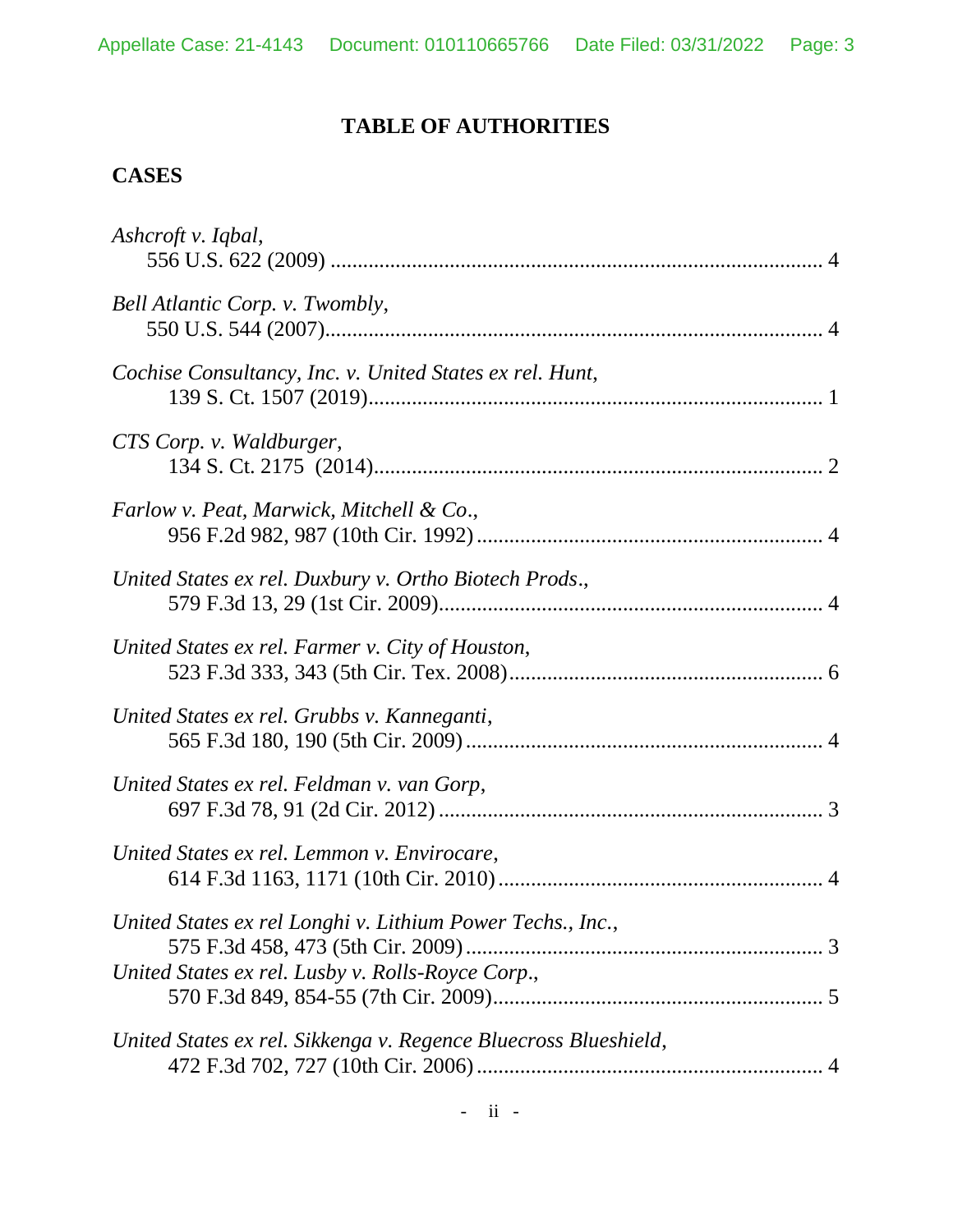# TABLE OF AUTHORITIES

## CASES

*Ashcroft v. Iqbal*,
556 U.S. 622 (2009) .......................................................................................... 4

*Bell Atlantic Corp. v. Twombly*,
550 U.S. 544 (2007)........................................................................................... 4

*Cochise Consultancy, Inc. v. United States ex rel. Hunt*,
139 S. Ct. 1507 (2019).................................................................................... 1

*CTS Corp. v. Waldburger*,
134 S. Ct. 2175 (2014)................................................................................... 2

*Farlow v. Peat, Marwick, Mitchell & Co*.,
956 F.2d 982, 987 (10th Cir. 1992) ................................................................ 4

*United States ex rel. Duxbury v. Ortho Biotech Prods*.,
579 F.3d 13, 29 (1st Cir. 2009)....................................................................... 4

*United States ex rel. Farmer v. City of Houston*,
523 F.3d 333, 343 (5th Cir. Tex. 2008).......................................................... 6

*United States ex rel. Grubbs v. Kanneganti*,
565 F.3d 180, 190 (5th Cir. 2009) .................................................................. 4

*United States ex rel. Feldman v. van Gorp*,
697 F.3d 78, 91 (2d Cir. 2012) ....................................................................... 3

*United States ex rel. Lemmon v. Envirocare*,
614 F.3d 1163, 1171 (10th Cir. 2010)............................................................ 4

*United States ex rel Longhi v. Lithium Power Techs., Inc*.,
575 F.3d 458, 473 (5th Cir. 2009) .................................................................. 3

*United States ex rel. Lusby v. Rolls-Royce Corp*.,
570 F.3d 849, 854-55 (7th Cir. 2009)............................................................. 5

*United States ex rel. Sikkenga v. Regence Bluecross Blueshield*,
472 F.3d 702, 727 (10th Cir. 2006) ................................................................ 4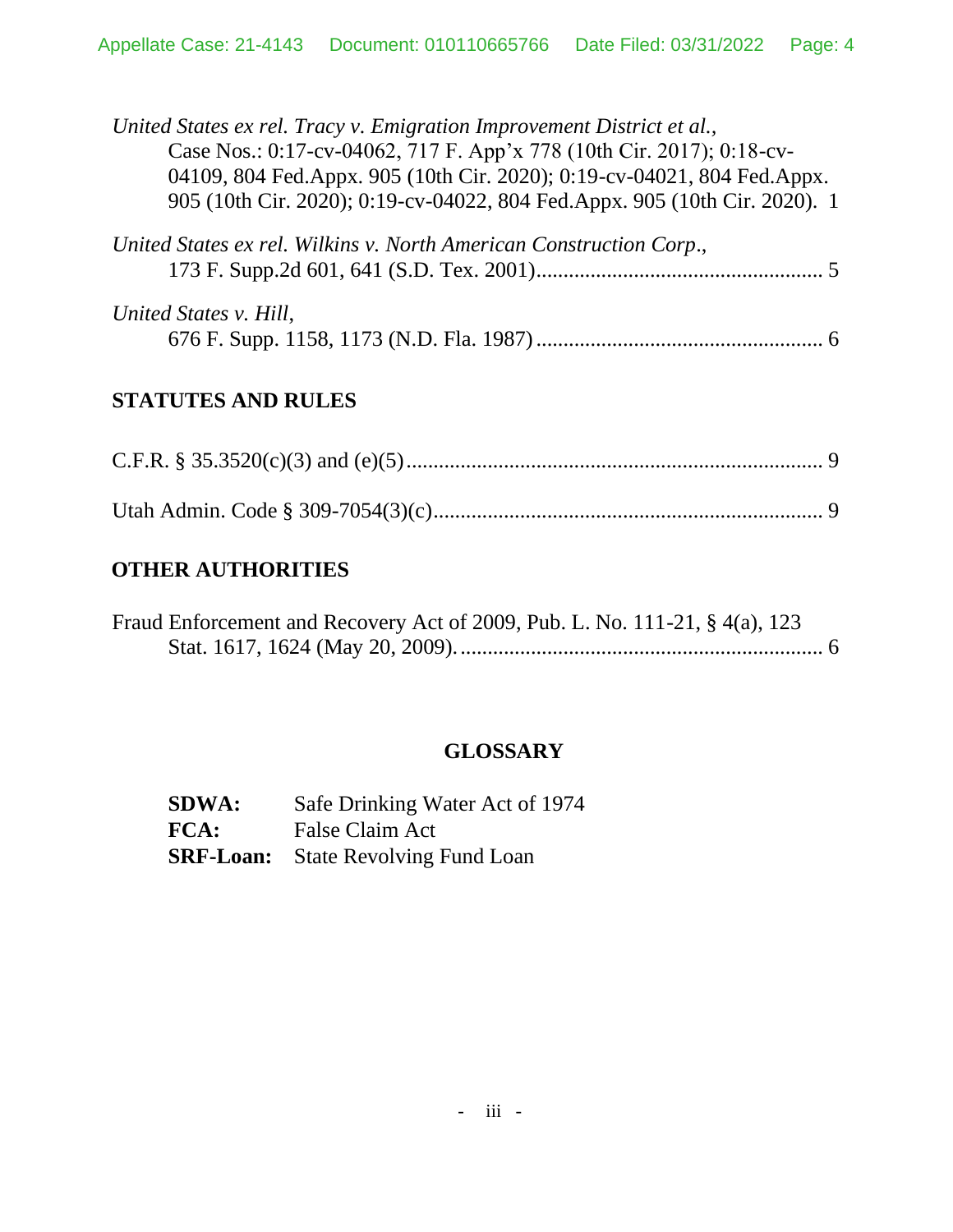*United States ex rel. Tracy v. Emigration Improvement District et al.*,
Case Nos.: 0:17-cv-04062, 717 F. App'x 778 (10th Cir. 2017); 0:18-cv-04109, 804 Fed.Appx. 905 (10th Cir. 2020); 0:19-cv-04021, 804 Fed.Appx. 905 (10th Cir. 2020); 0:19-cv-04022, 804 Fed.Appx. 905 (10th Cir. 2020). 1

*United States ex rel. Wilkins v. North American Construction Corp*.,
173 F. Supp.2d 601, 641 (S.D. Tex. 2001)..................................................... 5

*United States v. Hill*,
676 F. Supp. 1158, 1173 (N.D. Fla. 1987)..................................................... 6

## STATUTES AND RULES

C.F.R. § 35.3520(c)(3) and (e)(5)............................................................................. 9

Utah Admin. Code § 309-7054(3)(c)........................................................................ 9

## OTHER AUTHORITIES

Fraud Enforcement and Recovery Act of 2009, Pub. L. No. 111-21, § 4(a), 123
Stat. 1617, 1624 (May 20, 2009)..................................................................... 6

## GLOSSARY

**SDWA:** Safe Drinking Water Act of 1974
**FCA:** False Claim Act
**SRF-Loan:** State Revolving Fund Loan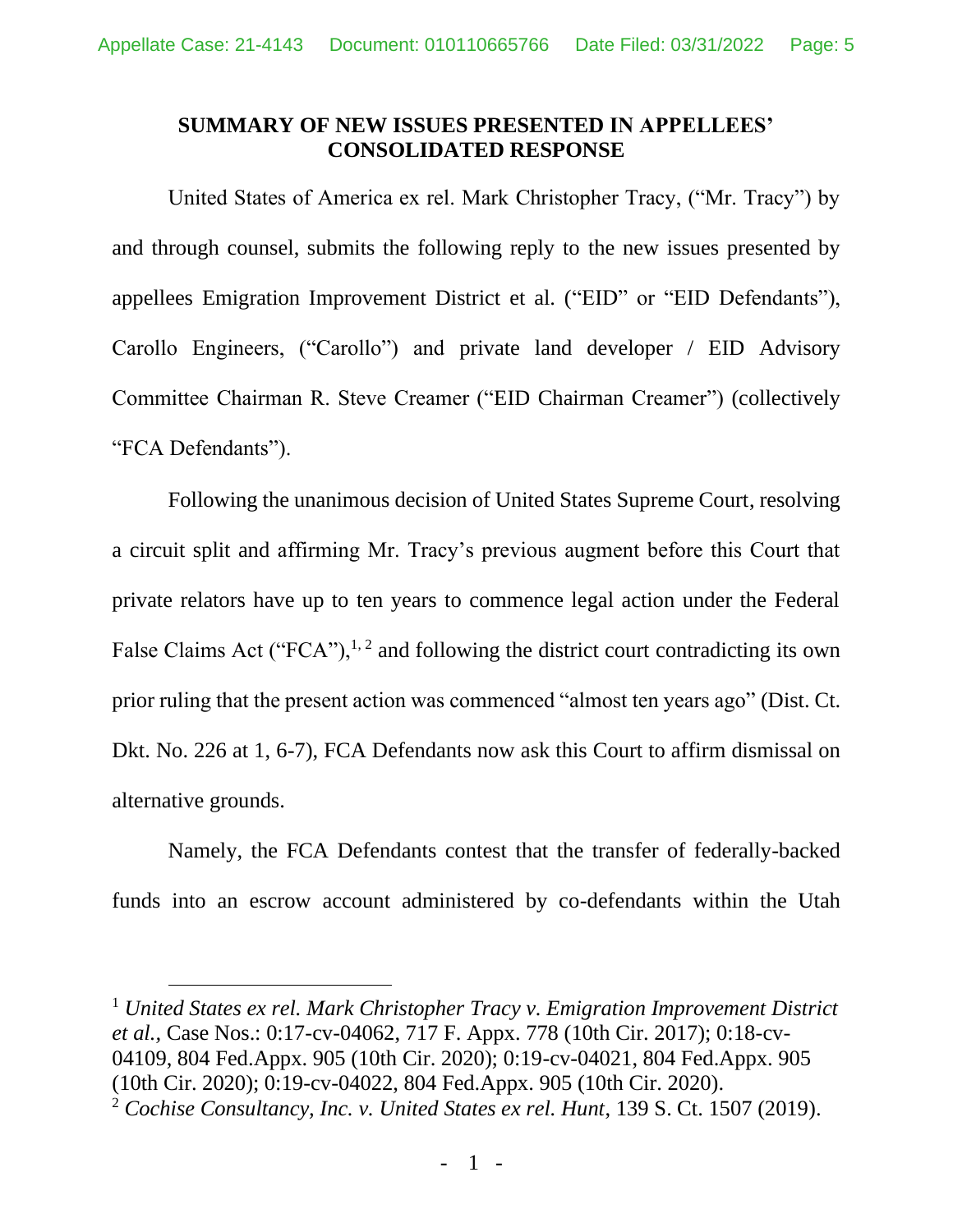## SUMMARY OF NEW ISSUES PRESENTED IN APPELLEES' CONSOLIDATED RESPONSE

United States of America ex rel. Mark Christopher Tracy, ("Mr. Tracy") by and through counsel, submits the following reply to the new issues presented by appellees Emigration Improvement District et al. ("EID" or "EID Defendants"), Carollo Engineers, ("Carollo") and private land developer / EID Advisory Committee Chairman R. Steve Creamer ("EID Chairman Creamer") (collectively "FCA Defendants").

Following the unanimous decision of United States Supreme Court, resolving a circuit split and affirming Mr. Tracy's previous augment before this Court that private relators have up to ten years to commence legal action under the Federal False Claims Act ("FCA"),[1, 2] and following the district court contradicting its own prior ruling that the present action was commenced "almost ten years ago" (Dist. Ct. Dkt. No. 226 at 1, 6-7), FCA Defendants now ask this Court to affirm dismissal on alternative grounds.

Namely, the FCA Defendants contest that the transfer of federally-backed funds into an escrow account administered by co-defendants within the Utah

---

[1] *United States ex rel. Mark Christopher Tracy v. Emigration Improvement District et al.*, Case Nos.: 0:17-cv-04062, 717 F. Appx. 778 (10th Cir. 2017); 0:18-cv-04109, 804 Fed.Appx. 905 (10th Cir. 2020); 0:19-cv-04021, 804 Fed.Appx. 905 (10th Cir. 2020); 0:19-cv-04022, 804 Fed.Appx. 905 (10th Cir. 2020).

[2] *Cochise Consultancy, Inc. v. United States ex rel. Hunt*, 139 S. Ct. 1507 (2019).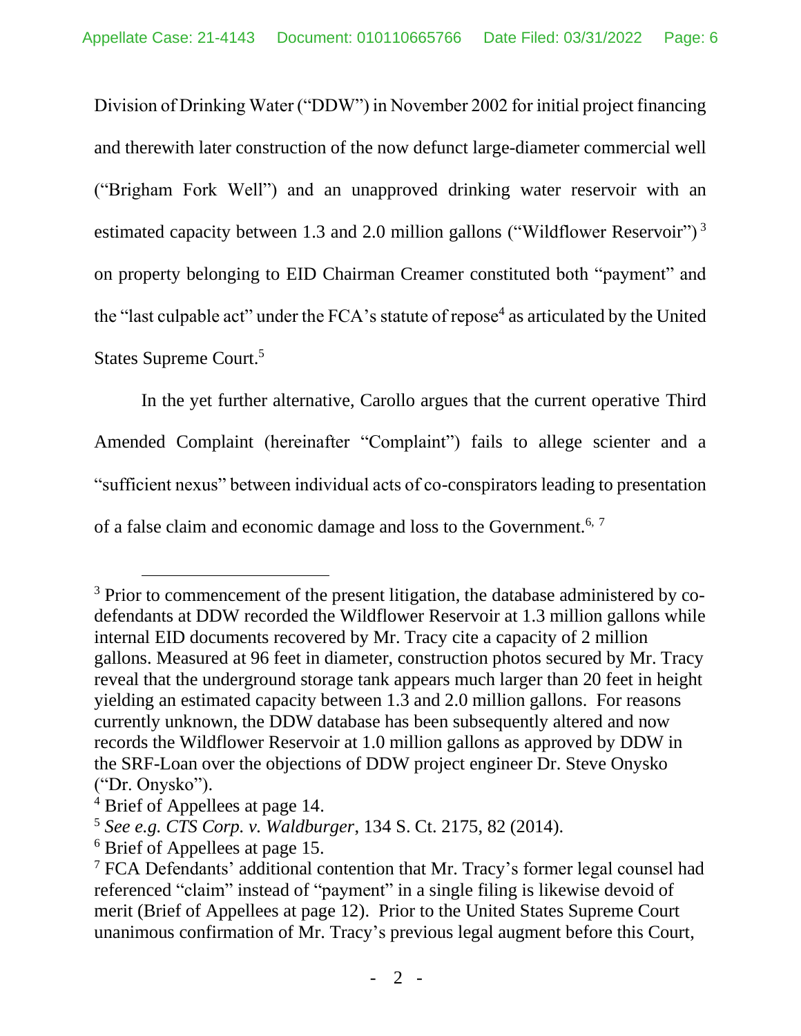Division of Drinking Water ("DDW") in November 2002 for initial project financing and therewith later construction of the now defunct large-diameter commercial well ("Brigham Fork Well") and an unapproved drinking water reservoir with an estimated capacity between 1.3 and 2.0 million gallons ("Wildflower Reservoir")[3] on property belonging to EID Chairman Creamer constituted both "payment" and the "last culpable act" under the FCA's statute of repose[4] as articulated by the United States Supreme Court.[5]

In the yet further alternative, Carollo argues that the current operative Third Amended Complaint (hereinafter "Complaint") fails to allege scienter and a "sufficient nexus" between individual acts of co-conspirators leading to presentation of a false claim and economic damage and loss to the Government.[6, 7]

---

[3] Prior to commencement of the present litigation, the database administered by co-defendants at DDW recorded the Wildflower Reservoir at 1.3 million gallons while internal EID documents recovered by Mr. Tracy cite a capacity of 2 million gallons. Measured at 96 feet in diameter, construction photos secured by Mr. Tracy reveal that the underground storage tank appears much larger than 20 feet in height yielding an estimated capacity between 1.3 and 2.0 million gallons. For reasons currently unknown, the DDW database has been subsequently altered and now records the Wildflower Reservoir at 1.0 million gallons as approved by DDW in the SRF-Loan over the objections of DDW project engineer Dr. Steve Onysko ("Dr. Onysko").

[4] Brief of Appellees at page 14.

[5] *See e.g. CTS Corp. v. Waldburger*, 134 S. Ct. 2175, 82 (2014).

[6] Brief of Appellees at page 15.

[7] FCA Defendants' additional contention that Mr. Tracy's former legal counsel had referenced "claim" instead of "payment" in a single filing is likewise devoid of merit (Brief of Appellees at page 12). Prior to the United States Supreme Court unanimous confirmation of Mr. Tracy's previous legal augment before this Court,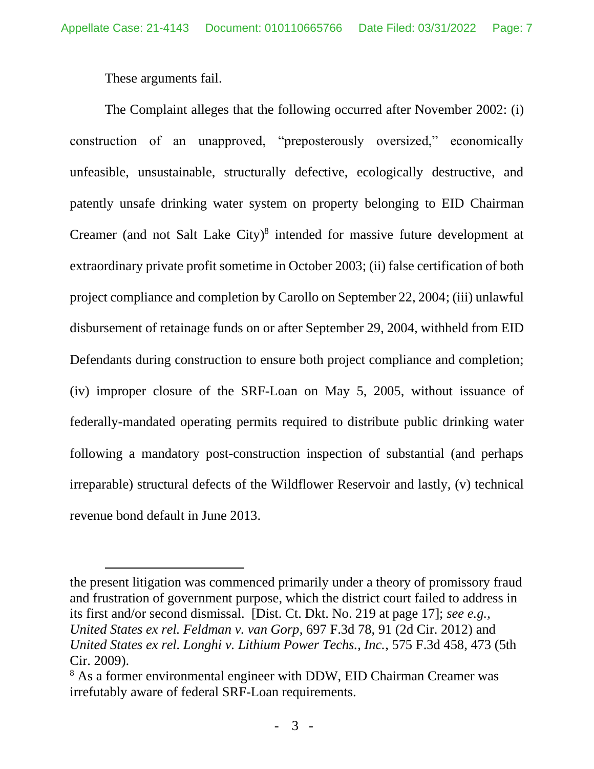These arguments fail.

The Complaint alleges that the following occurred after November 2002: (i) construction of an unapproved, "preposterously oversized," economically unfeasible, unsustainable, structurally defective, ecologically destructive, and patently unsafe drinking water system on property belonging to EID Chairman Creamer (and not Salt Lake City)[8] intended for massive future development at extraordinary private profit sometime in October 2003; (ii) false certification of both project compliance and completion by Carollo on September 22, 2004; (iii) unlawful disbursement of retainage funds on or after September 29, 2004, withheld from EID Defendants during construction to ensure both project compliance and completion; (iv) improper closure of the SRF-Loan on May 5, 2005, without issuance of federally-mandated operating permits required to distribute public drinking water following a mandatory post-construction inspection of substantial (and perhaps irreparable) structural defects of the Wildflower Reservoir and lastly, (v) technical revenue bond default in June 2013.

---

the present litigation was commenced primarily under a theory of promissory fraud and frustration of government purpose, which the district court failed to address in its first and/or second dismissal. [Dist. Ct. Dkt. No. 219 at page 17]; *see e.g., United States ex rel. Feldman v. van Gorp*, 697 F.3d 78, 91 (2d Cir. 2012) and *United States ex rel. Longhi v. Lithium Power Techs., Inc.*, 575 F.3d 458, 473 (5th Cir. 2009).

[8] As a former environmental engineer with DDW, EID Chairman Creamer was irrefutably aware of federal SRF-Loan requirements.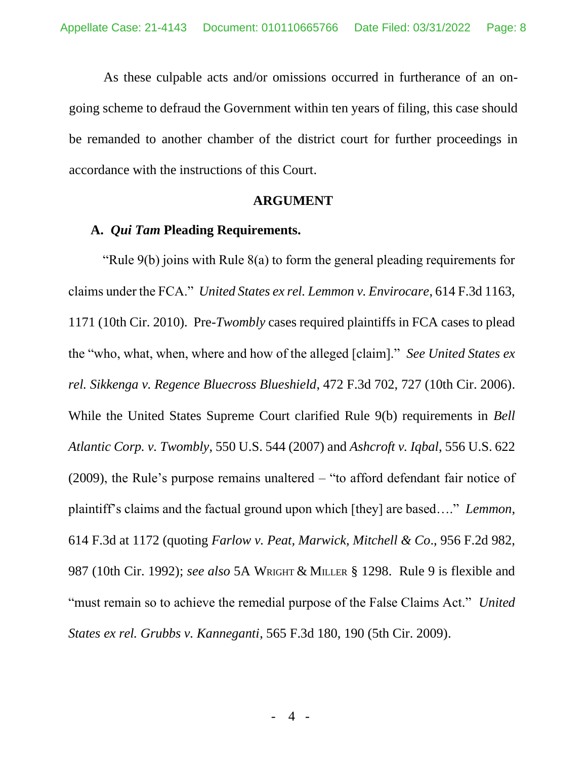As these culpable acts and/or omissions occurred in furtherance of an on-going scheme to defraud the Government within ten years of filing, this case should be remanded to another chamber of the district court for further proceedings in accordance with the instructions of this Court.

## ARGUMENT

### A. *Qui Tam* Pleading Requirements.

"Rule 9(b) joins with Rule 8(a) to form the general pleading requirements for claims under the FCA." *United States ex rel. Lemmon v. Envirocare*, 614 F.3d 1163, 1171 (10th Cir. 2010). Pre-*Twombly* cases required plaintiffs in FCA cases to plead the "who, what, when, where and how of the alleged [claim]." *See United States ex rel. Sikkenga v. Regence Bluecross Blueshield*, 472 F.3d 702, 727 (10th Cir. 2006). While the United States Supreme Court clarified Rule 9(b) requirements in *Bell Atlantic Corp. v. Twombly*, 550 U.S. 544 (2007) and *Ashcroft v. Iqbal*, 556 U.S. 622 (2009), the Rule's purpose remains unaltered – "to afford defendant fair notice of plaintiff's claims and the factual ground upon which [they] are based…." *Lemmon*, 614 F.3d at 1172 (quoting *Farlow v. Peat, Marwick, Mitchell & Co*., 956 F.2d 982, 987 (10th Cir. 1992); *see also* 5A WRIGHT & MILLER § 1298. Rule 9 is flexible and "must remain so to achieve the remedial purpose of the False Claims Act." *United States ex rel. Grubbs v. Kanneganti*, 565 F.3d 180, 190 (5th Cir. 2009).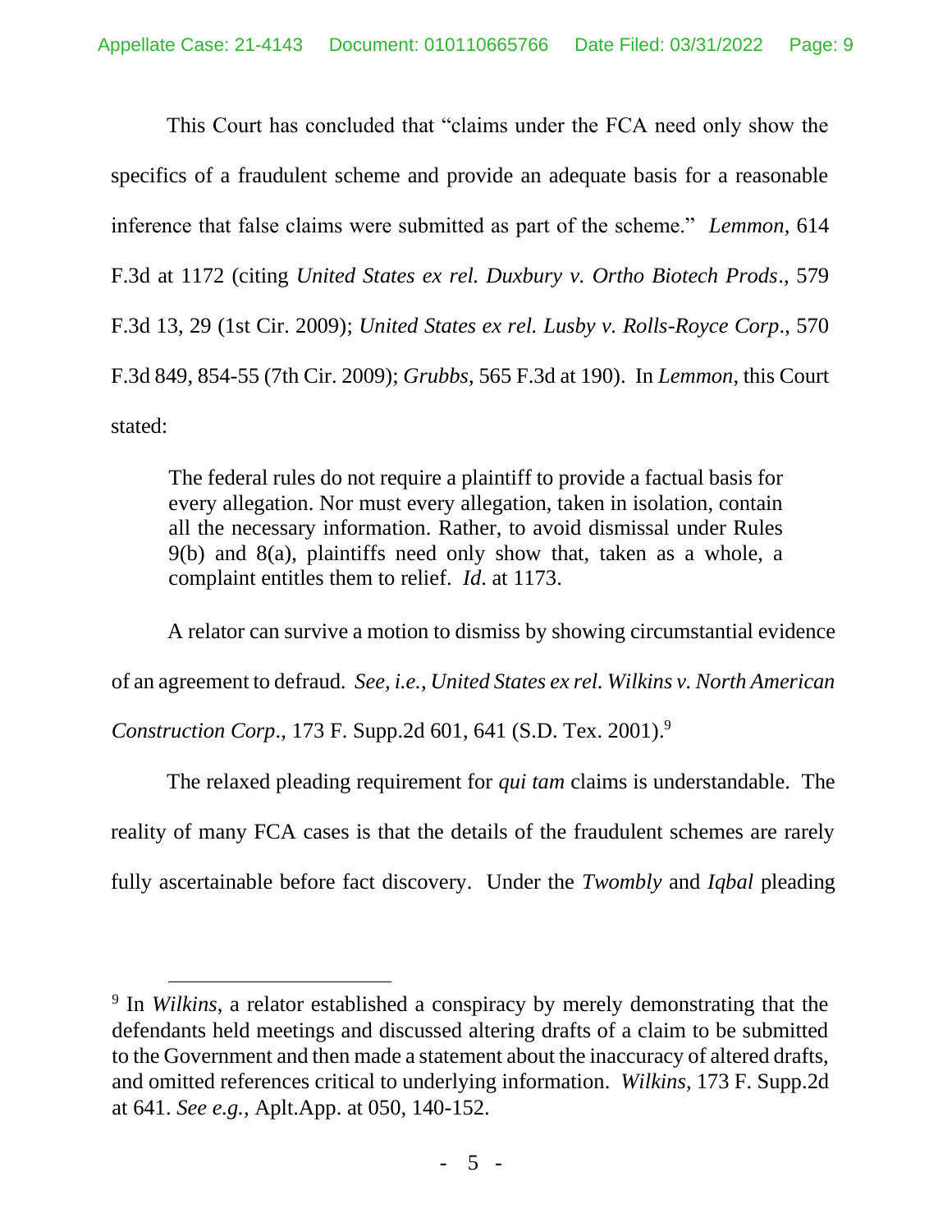This Court has concluded that "claims under the FCA need only show the specifics of a fraudulent scheme and provide an adequate basis for a reasonable inference that false claims were submitted as part of the scheme." *Lemmon*, 614 F.3d at 1172 (citing *United States ex rel. Duxbury v. Ortho Biotech Prods*., 579 F.3d 13, 29 (1st Cir. 2009); *United States ex rel. Lusby v. Rolls-Royce Corp*., 570 F.3d 849, 854-55 (7th Cir. 2009); *Grubbs*, 565 F.3d at 190). In *Lemmon*, this Court stated:

> The federal rules do not require a plaintiff to provide a factual basis for every allegation. Nor must every allegation, taken in isolation, contain all the necessary information. Rather, to avoid dismissal under Rules 9(b) and 8(a), plaintiffs need only show that, taken as a whole, a complaint entitles them to relief. *Id*. at 1173.

A relator can survive a motion to dismiss by showing circumstantial evidence of an agreement to defraud. *See, i.e., United States ex rel. Wilkins v. North American Construction Corp*., 173 F. Supp.2d 601, 641 (S.D. Tex. 2001).[9]

The relaxed pleading requirement for *qui tam* claims is understandable. The reality of many FCA cases is that the details of the fraudulent schemes are rarely fully ascertainable before fact discovery. Under the *Twombly* and *Iqbal* pleading

---

[9] In *Wilkins*, a relator established a conspiracy by merely demonstrating that the defendants held meetings and discussed altering drafts of a claim to be submitted to the Government and then made a statement about the inaccuracy of altered drafts, and omitted references critical to underlying information. *Wilkins*, 173 F. Supp.2d at 641. *See e.g.,* Aplt.App. at 050, 140-152.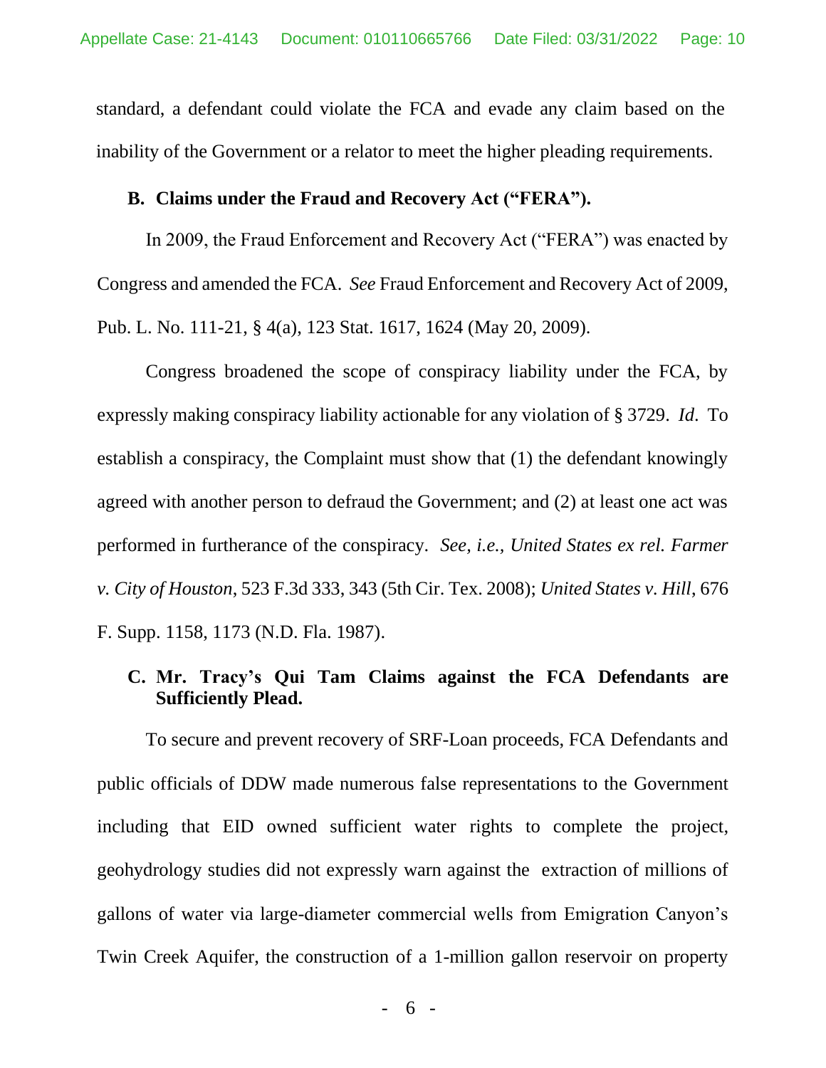standard, a defendant could violate the FCA and evade any claim based on the inability of the Government or a relator to meet the higher pleading requirements.

### B. Claims under the Fraud and Recovery Act ("FERA").

In 2009, the Fraud Enforcement and Recovery Act ("FERA") was enacted by Congress and amended the FCA. *See* Fraud Enforcement and Recovery Act of 2009, Pub. L. No. 111-21, § 4(a), 123 Stat. 1617, 1624 (May 20, 2009).

Congress broadened the scope of conspiracy liability under the FCA, by expressly making conspiracy liability actionable for any violation of § 3729. *Id*. To establish a conspiracy, the Complaint must show that (1) the defendant knowingly agreed with another person to defraud the Government; and (2) at least one act was performed in furtherance of the conspiracy. *See, i.e., United States ex rel. Farmer v. City of Houston*, 523 F.3d 333, 343 (5th Cir. Tex. 2008); *United States v. Hill*, 676 F. Supp. 1158, 1173 (N.D. Fla. 1987).

### C. Mr. Tracy's Qui Tam Claims against the FCA Defendants are Sufficiently Plead.

To secure and prevent recovery of SRF-Loan proceeds, FCA Defendants and public officials of DDW made numerous false representations to the Government including that EID owned sufficient water rights to complete the project, geohydrology studies did not expressly warn against the extraction of millions of gallons of water via large-diameter commercial wells from Emigration Canyon's Twin Creek Aquifer, the construction of a 1-million gallon reservoir on property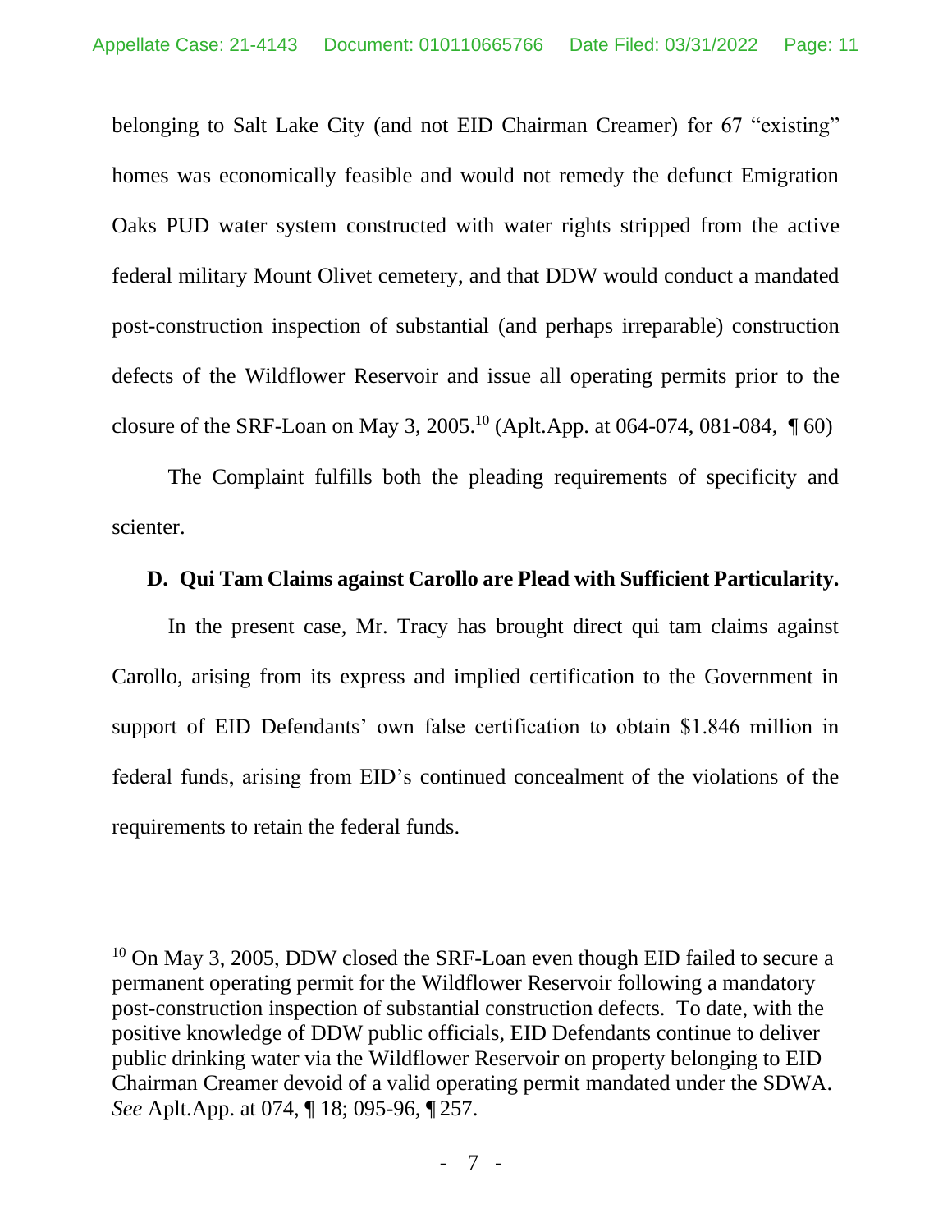belonging to Salt Lake City (and not EID Chairman Creamer) for 67 "existing" homes was economically feasible and would not remedy the defunct Emigration Oaks PUD water system constructed with water rights stripped from the active federal military Mount Olivet cemetery, and that DDW would conduct a mandated post-construction inspection of substantial (and perhaps irreparable) construction defects of the Wildflower Reservoir and issue all operating permits prior to the closure of the SRF-Loan on May 3, 2005.[10] (Aplt.App. at 064-074, 081-084, ¶ 60)

The Complaint fulfills both the pleading requirements of specificity and scienter.

### D. Qui Tam Claims against Carollo are Plead with Sufficient Particularity.

In the present case, Mr. Tracy has brought direct qui tam claims against Carollo, arising from its express and implied certification to the Government in support of EID Defendants' own false certification to obtain $1.846 million in federal funds, arising from EID's continued concealment of the violations of the requirements to retain the federal funds.

---

[10] On May 3, 2005, DDW closed the SRF-Loan even though EID failed to secure a permanent operating permit for the Wildflower Reservoir following a mandatory post-construction inspection of substantial construction defects. To date, with the positive knowledge of DDW public officials, EID Defendants continue to deliver public drinking water via the Wildflower Reservoir on property belonging to EID Chairman Creamer devoid of a valid operating permit mandated under the SDWA. *See* Aplt.App. at 074, ¶ 18; 095-96, ¶ 257.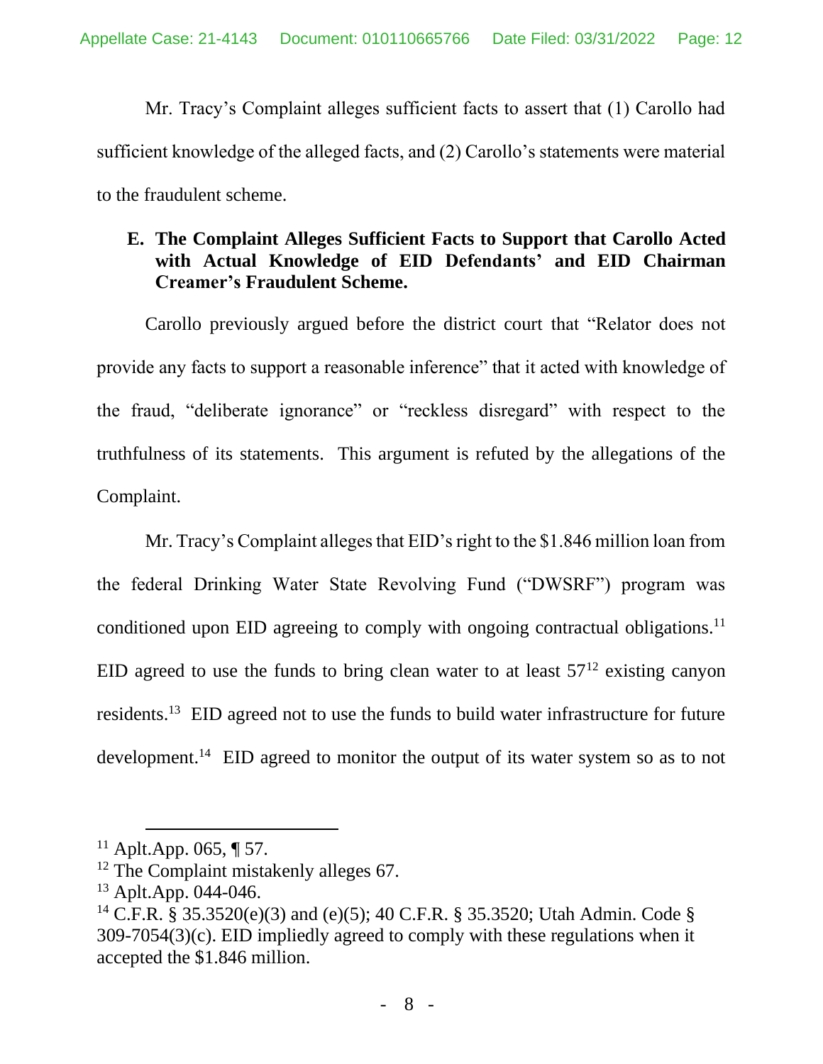Mr. Tracy's Complaint alleges sufficient facts to assert that (1) Carollo had sufficient knowledge of the alleged facts, and (2) Carollo's statements were material to the fraudulent scheme.

### E. The Complaint Alleges Sufficient Facts to Support that Carollo Acted with Actual Knowledge of EID Defendants' and EID Chairman Creamer's Fraudulent Scheme.

Carollo previously argued before the district court that "Relator does not provide any facts to support a reasonable inference" that it acted with knowledge of the fraud, "deliberate ignorance" or "reckless disregard" with respect to the truthfulness of its statements. This argument is refuted by the allegations of the Complaint.

Mr. Tracy's Complaint alleges that EID's right to the $1.846 million loan from the federal Drinking Water State Revolving Fund ("DWSRF") program was conditioned upon EID agreeing to comply with ongoing contractual obligations.[11] EID agreed to use the funds to bring clean water to at least 57[12] existing canyon residents.[13] EID agreed not to use the funds to build water infrastructure for future development.[14] EID agreed to monitor the output of its water system so as to not

---

[11] Aplt.App. 065, ¶ 57.

[12] The Complaint mistakenly alleges 67.

[13] Aplt.App. 044-046.

[14] C.F.R. § 35.3520(e)(3) and (e)(5); 40 C.F.R. § 35.3520; Utah Admin. Code § 309-7054(3)(c). EID impliedly agreed to comply with these regulations when it accepted the $1.846 million.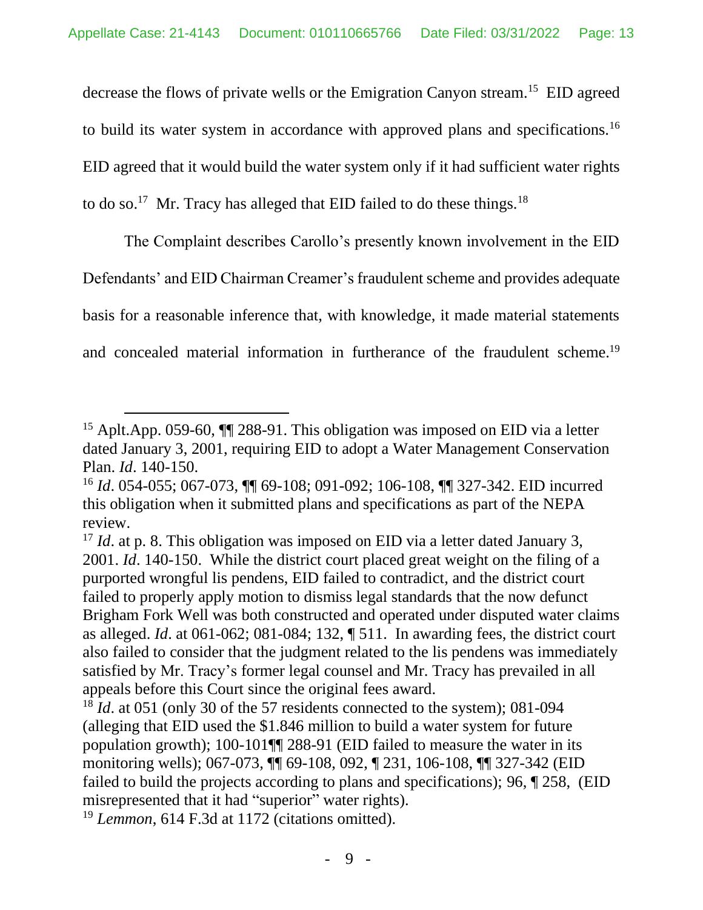decrease the flows of private wells or the Emigration Canyon stream.[15] EID agreed to build its water system in accordance with approved plans and specifications.[16] EID agreed that it would build the water system only if it had sufficient water rights to do so.[17] Mr. Tracy has alleged that EID failed to do these things.[18]

The Complaint describes Carollo's presently known involvement in the EID Defendants' and EID Chairman Creamer's fraudulent scheme and provides adequate basis for a reasonable inference that, with knowledge, it made material statements and concealed material information in furtherance of the fraudulent scheme.[19]

---

[15] Aplt.App. 059-60, ¶¶ 288-91. This obligation was imposed on EID via a letter dated January 3, 2001, requiring EID to adopt a Water Management Conservation Plan. *Id*. 140-150.

[16] *Id*. 054-055; 067-073, ¶¶ 69-108; 091-092; 106-108, ¶¶ 327-342. EID incurred this obligation when it submitted plans and specifications as part of the NEPA review.

[17] *Id*. at p. 8. This obligation was imposed on EID via a letter dated January 3, 2001. *Id*. 140-150. While the district court placed great weight on the filing of a purported wrongful lis pendens, EID failed to contradict, and the district court failed to properly apply motion to dismiss legal standards that the now defunct Brigham Fork Well was both constructed and operated under disputed water claims as alleged. *Id*. at 061-062; 081-084; 132, ¶ 511. In awarding fees, the district court also failed to consider that the judgment related to the lis pendens was immediately satisfied by Mr. Tracy's former legal counsel and Mr. Tracy has prevailed in all appeals before this Court since the original fees award.

[18] *Id*. at 051 (only 30 of the 57 residents connected to the system); 081-094 (alleging that EID used the $1.846 million to build a water system for future population growth); 100-101¶¶ 288-91 (EID failed to measure the water in its monitoring wells); 067-073, ¶¶ 69-108, 092, ¶ 231, 106-108, ¶¶ 327-342 (EID failed to build the projects according to plans and specifications); 96, ¶ 258, (EID misrepresented that it had "superior" water rights).

[19] *Lemmon*, 614 F.3d at 1172 (citations omitted).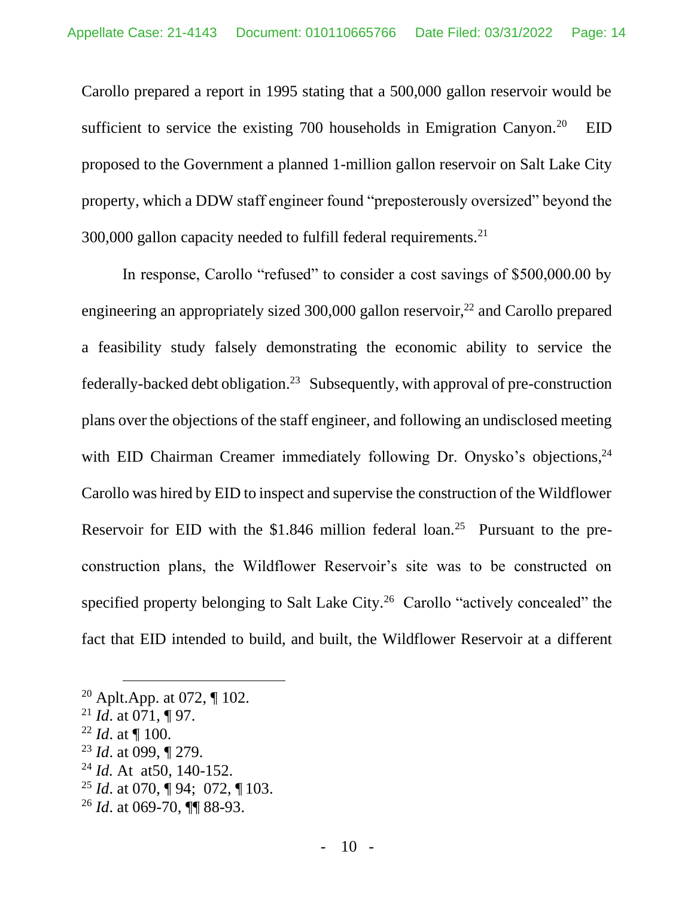Carollo prepared a report in 1995 stating that a 500,000 gallon reservoir would be sufficient to service the existing 700 households in Emigration Canyon.[20] EID proposed to the Government a planned 1-million gallon reservoir on Salt Lake City property, which a DDW staff engineer found "preposterously oversized" beyond the 300,000 gallon capacity needed to fulfill federal requirements.[21]

In response, Carollo "refused" to consider a cost savings of $500,000.00 by engineering an appropriately sized 300,000 gallon reservoir,[22] and Carollo prepared a feasibility study falsely demonstrating the economic ability to service the federally-backed debt obligation.[23] Subsequently, with approval of pre-construction plans over the objections of the staff engineer, and following an undisclosed meeting with EID Chairman Creamer immediately following Dr. Onysko's objections,[24] Carollo was hired by EID to inspect and supervise the construction of the Wildflower Reservoir for EID with the $1.846 million federal loan.[25] Pursuant to the pre-construction plans, the Wildflower Reservoir's site was to be constructed on specified property belonging to Salt Lake City.[26] Carollo "actively concealed" the fact that EID intended to build, and built, the Wildflower Reservoir at a different

---

[20] Aplt.App. at 072, ¶ 102.
[21] *Id*. at 071, ¶ 97.
[22] *Id*. at ¶ 100.
[23] *Id*. at 099, ¶ 279.
[24] *Id*. At at50, 140-152.
[25] *Id*. at 070, ¶ 94; 072, ¶ 103.
[26] *Id*. at 069-70, ¶¶ 88-93.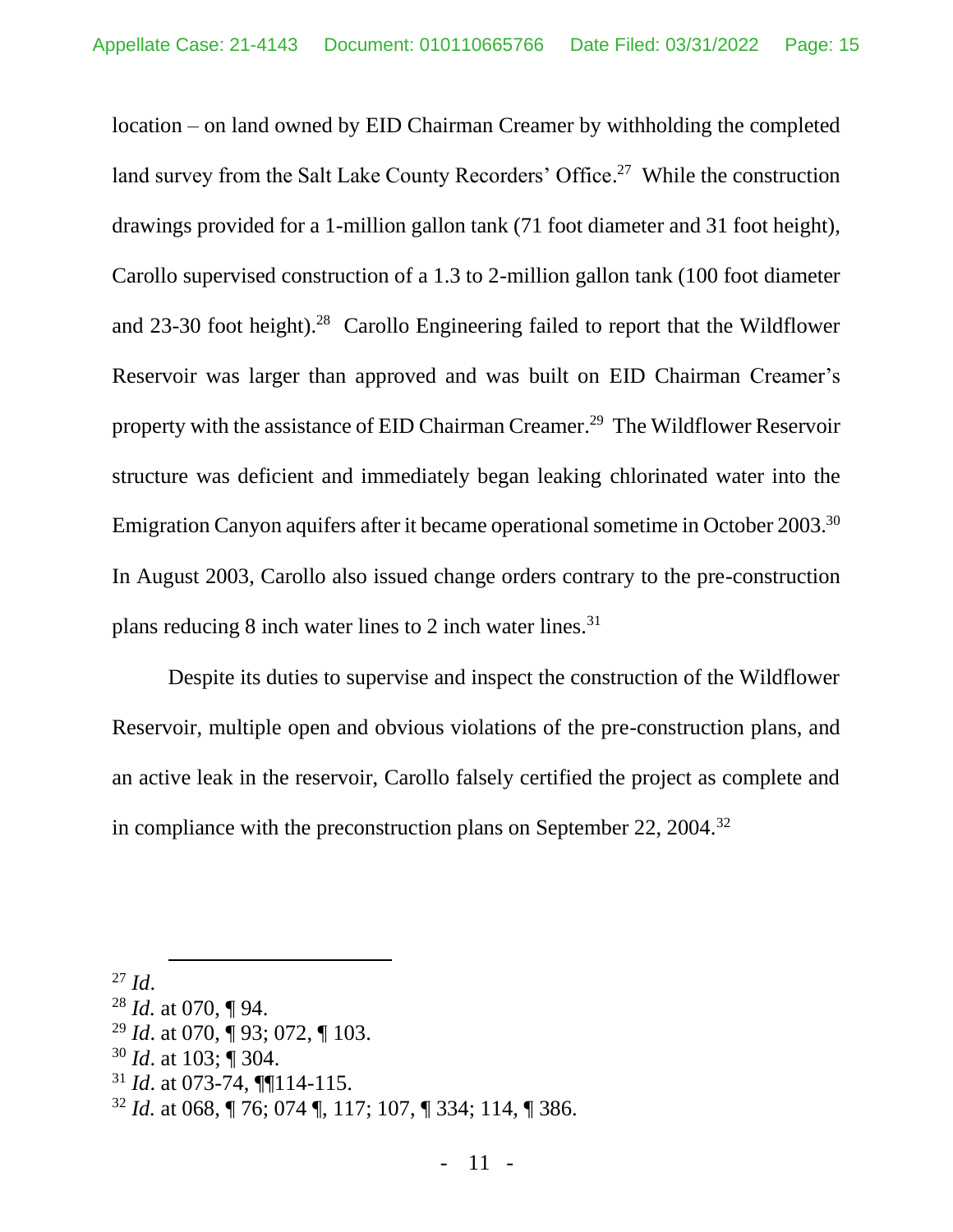location – on land owned by EID Chairman Creamer by withholding the completed land survey from the Salt Lake County Recorders' Office.[27] While the construction drawings provided for a 1-million gallon tank (71 foot diameter and 31 foot height), Carollo supervised construction of a 1.3 to 2-million gallon tank (100 foot diameter and 23-30 foot height).[28] Carollo Engineering failed to report that the Wildflower Reservoir was larger than approved and was built on EID Chairman Creamer's property with the assistance of EID Chairman Creamer.[29] The Wildflower Reservoir structure was deficient and immediately began leaking chlorinated water into the Emigration Canyon aquifers after it became operational sometime in October 2003.[30] In August 2003, Carollo also issued change orders contrary to the pre-construction plans reducing 8 inch water lines to 2 inch water lines.[31]

Despite its duties to supervise and inspect the construction of the Wildflower Reservoir, multiple open and obvious violations of the pre-construction plans, and an active leak in the reservoir, Carollo falsely certified the project as complete and in compliance with the preconstruction plans on September 22, 2004.[32]

---

[27] *Id*.
[28] *Id.* at 070, ¶ 94.
[29] *Id*. at 070, ¶ 93; 072, ¶ 103.
[30] *Id*. at 103; ¶ 304.
[31] *Id*. at 073-74, ¶¶114-115.
[32] *Id.* at 068, ¶ 76; 074 ¶, 117; 107, ¶ 334; 114, ¶ 386.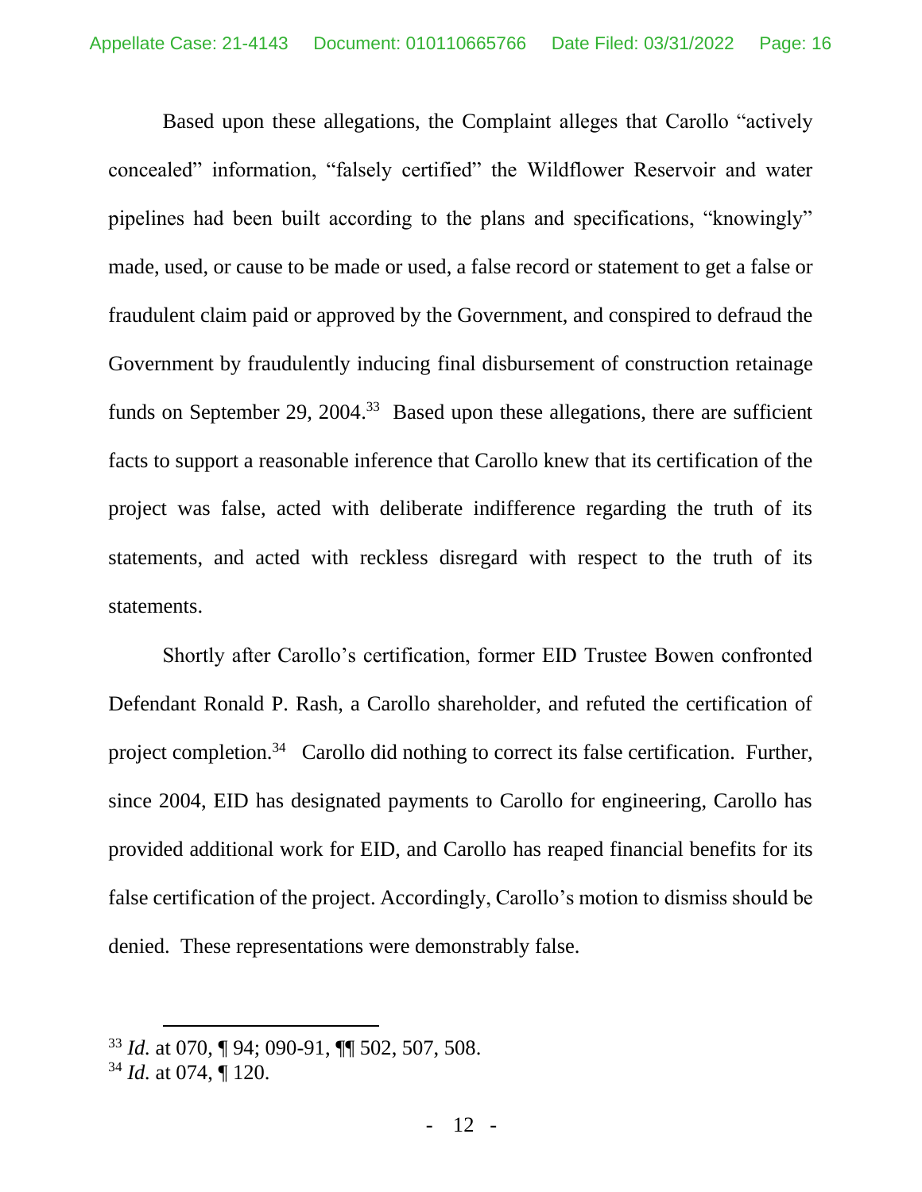Based upon these allegations, the Complaint alleges that Carollo "actively concealed" information, "falsely certified" the Wildflower Reservoir and water pipelines had been built according to the plans and specifications, "knowingly" made, used, or cause to be made or used, a false record or statement to get a false or fraudulent claim paid or approved by the Government, and conspired to defraud the Government by fraudulently inducing final disbursement of construction retainage funds on September 29, 2004.[33] Based upon these allegations, there are sufficient facts to support a reasonable inference that Carollo knew that its certification of the project was false, acted with deliberate indifference regarding the truth of its statements, and acted with reckless disregard with respect to the truth of its statements.

Shortly after Carollo's certification, former EID Trustee Bowen confronted Defendant Ronald P. Rash, a Carollo shareholder, and refuted the certification of project completion.[34] Carollo did nothing to correct its false certification. Further, since 2004, EID has designated payments to Carollo for engineering, Carollo has provided additional work for EID, and Carollo has reaped financial benefits for its false certification of the project. Accordingly, Carollo's motion to dismiss should be denied. These representations were demonstrably false.

---

[33] *Id.* at 070, ¶ 94; 090-91, ¶¶ 502, 507, 508.

[34] *Id.* at 074, ¶ 120.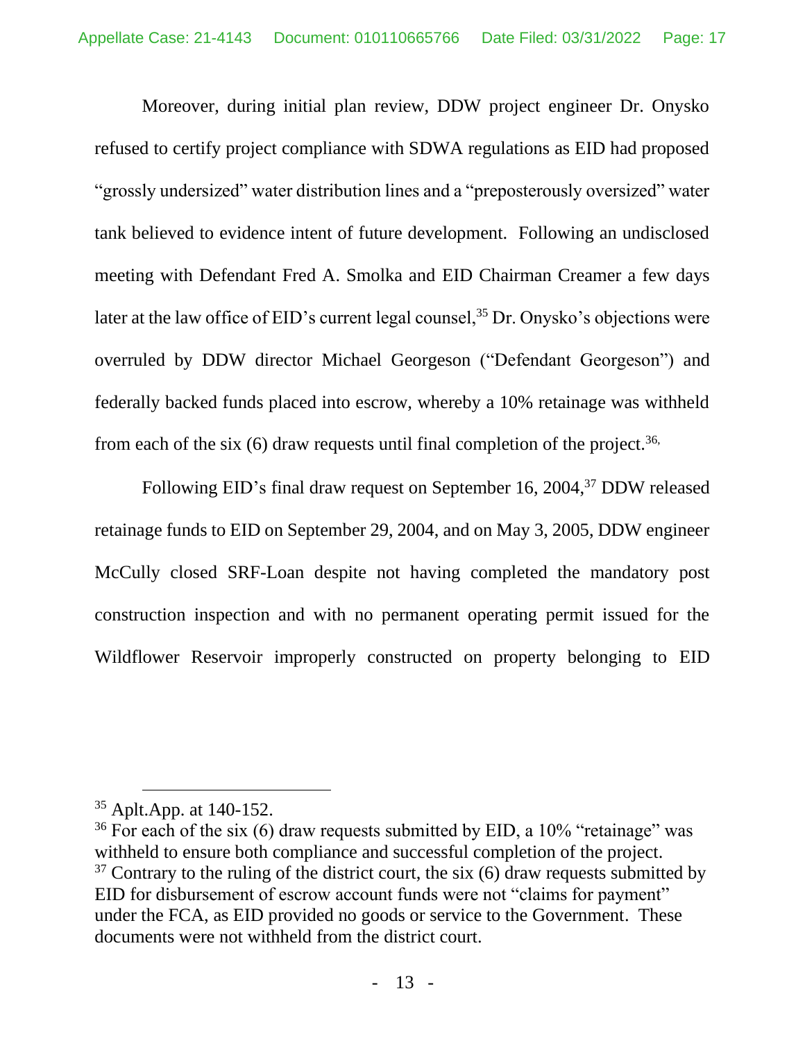Moreover, during initial plan review, DDW project engineer Dr. Onysko refused to certify project compliance with SDWA regulations as EID had proposed "grossly undersized" water distribution lines and a "preposterously oversized" water tank believed to evidence intent of future development. Following an undisclosed meeting with Defendant Fred A. Smolka and EID Chairman Creamer a few days later at the law office of EID's current legal counsel,[35] Dr. Onysko's objections were overruled by DDW director Michael Georgeson ("Defendant Georgeson") and federally backed funds placed into escrow, whereby a 10% retainage was withheld from each of the six (6) draw requests until final completion of the project.[36,]

Following EID's final draw request on September 16, 2004,[37] DDW released retainage funds to EID on September 29, 2004, and on May 3, 2005, DDW engineer McCully closed SRF-Loan despite not having completed the mandatory post construction inspection and with no permanent operating permit issued for the Wildflower Reservoir improperly constructed on property belonging to EID

---

[35] Aplt.App. at 140-152.

[36] For each of the six (6) draw requests submitted by EID, a 10% "retainage" was withheld to ensure both compliance and successful completion of the project.

[37] Contrary to the ruling of the district court, the six (6) draw requests submitted by EID for disbursement of escrow account funds were not "claims for payment" under the FCA, as EID provided no goods or service to the Government. These documents were not withheld from the district court.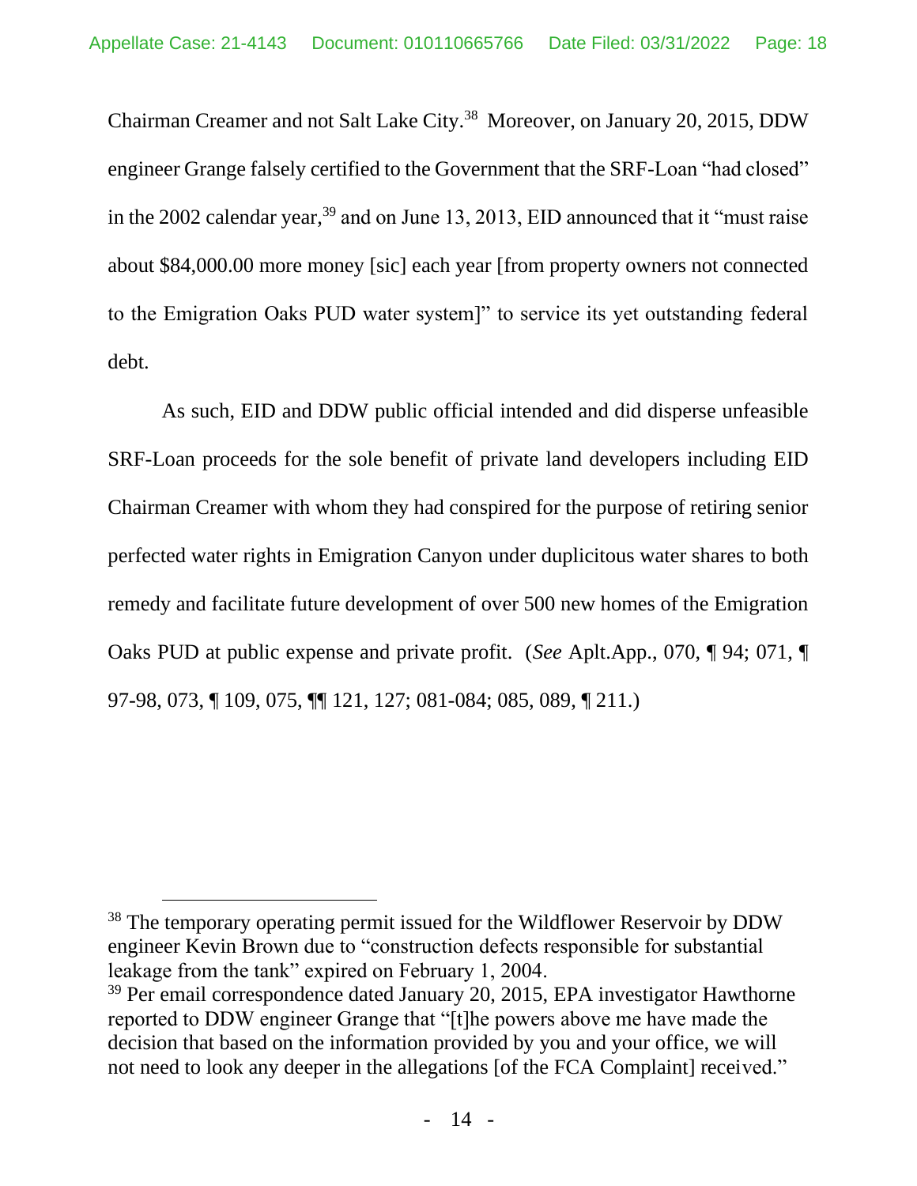Chairman Creamer and not Salt Lake City.[38] Moreover, on January 20, 2015, DDW engineer Grange falsely certified to the Government that the SRF-Loan "had closed" in the 2002 calendar year,[39] and on June 13, 2013, EID announced that it "must raise about $84,000.00 more money [sic] each year [from property owners not connected to the Emigration Oaks PUD water system]" to service its yet outstanding federal debt.

As such, EID and DDW public official intended and did disperse unfeasible SRF-Loan proceeds for the sole benefit of private land developers including EID Chairman Creamer with whom they had conspired for the purpose of retiring senior perfected water rights in Emigration Canyon under duplicitous water shares to both remedy and facilitate future development of over 500 new homes of the Emigration Oaks PUD at public expense and private profit. (*See* Aplt.App., 070, ¶ 94; 071, ¶ 97-98, 073, ¶ 109, 075, ¶¶ 121, 127; 081-084; 085, 089, ¶ 211.)

---

[38] The temporary operating permit issued for the Wildflower Reservoir by DDW engineer Kevin Brown due to "construction defects responsible for substantial leakage from the tank" expired on February 1, 2004.

[39] Per email correspondence dated January 20, 2015, EPA investigator Hawthorne reported to DDW engineer Grange that "[t]he powers above me have made the decision that based on the information provided by you and your office, we will not need to look any deeper in the allegations [of the FCA Complaint] received."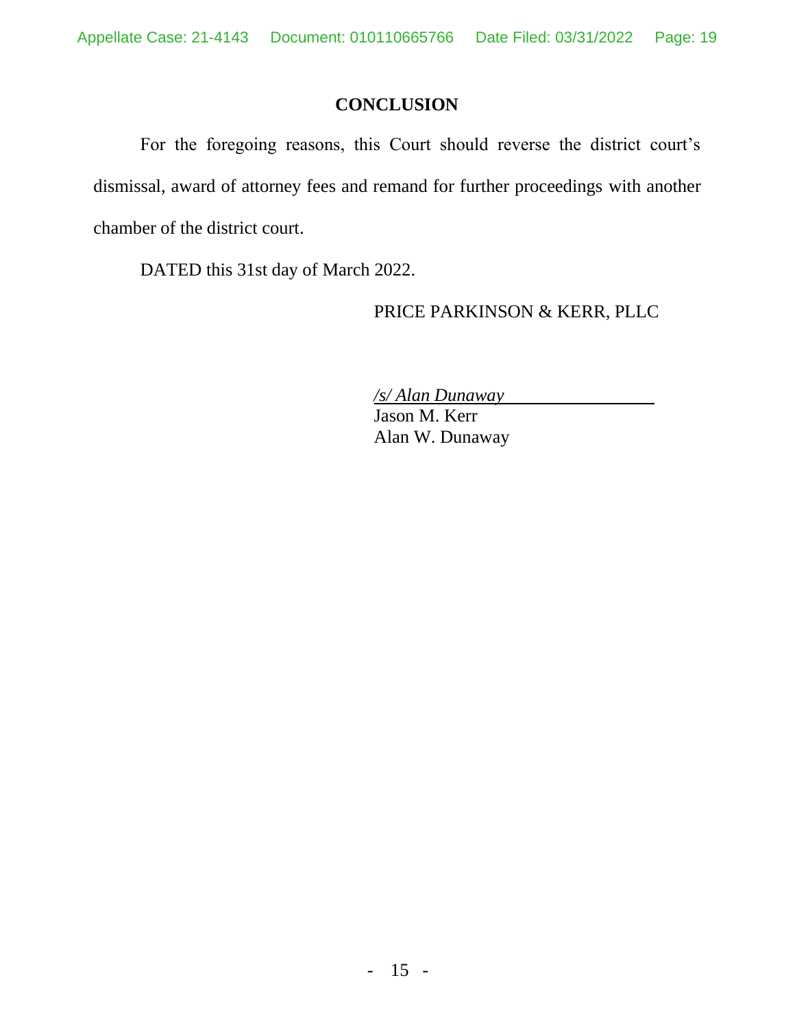## CONCLUSION

For the foregoing reasons, this Court should reverse the district court's dismissal, award of attorney fees and remand for further proceedings with another chamber of the district court.

DATED this 31st day of March 2022.

PRICE PARKINSON & KERR, PLLC

*/s/ Alan Dunaway*
Jason M. Kerr
Alan W. Dunaway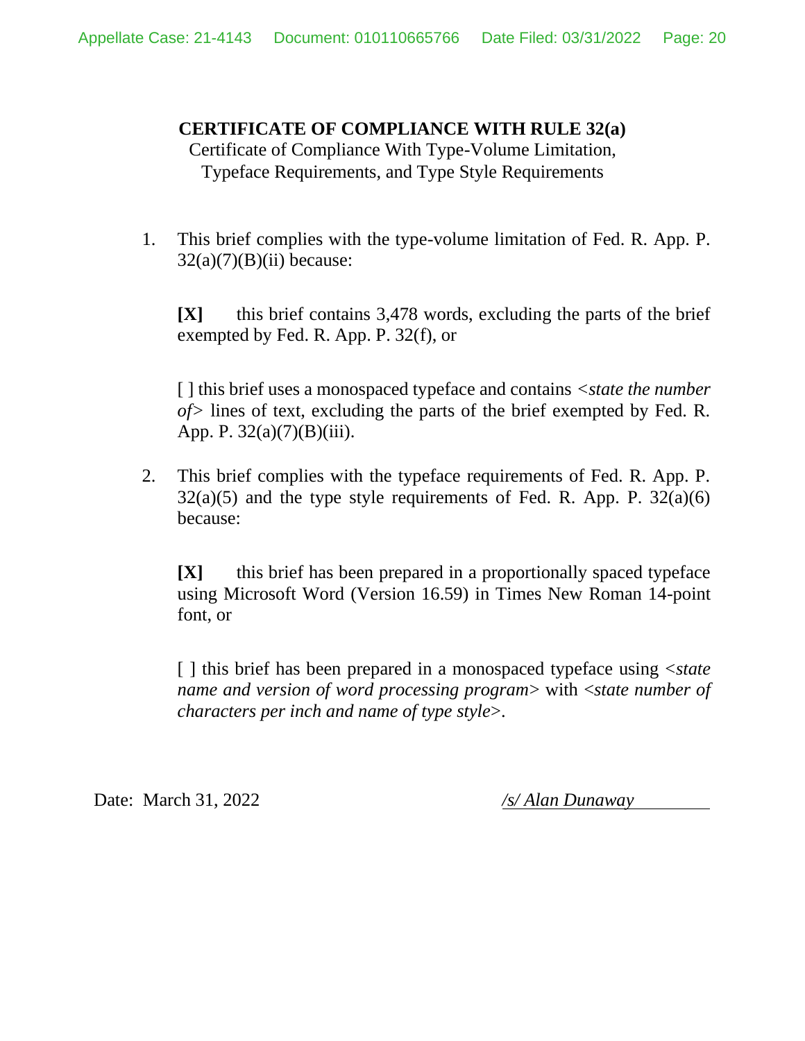**CERTIFICATE OF COMPLIANCE WITH RULE 32(a)**

Certificate of Compliance With Type-Volume Limitation, Typeface Requirements, and Type Style Requirements

1. This brief complies with the type-volume limitation of Fed. R. App. P. 32(a)(7)(B)(ii) because:

   **[X]** this brief contains 3,478 words, excluding the parts of the brief exempted by Fed. R. App. P. 32(f), or

   [ ] this brief uses a monospaced typeface and contains <*state the number of*> lines of text, excluding the parts of the brief exempted by Fed. R. App. P. 32(a)(7)(B)(iii).

2. This brief complies with the typeface requirements of Fed. R. App. P. 32(a)(5) and the type style requirements of Fed. R. App. P. 32(a)(6) because:

   **[X]** this brief has been prepared in a proportionally spaced typeface using Microsoft Word (Version 16.59) in Times New Roman 14-point font, or

   [ ] this brief has been prepared in a monospaced typeface using <*state name and version of word processing program*> with <*state number of characters per inch and name of type style*>.

Date: March 31, 2022

*/s/ Alan Dunaway*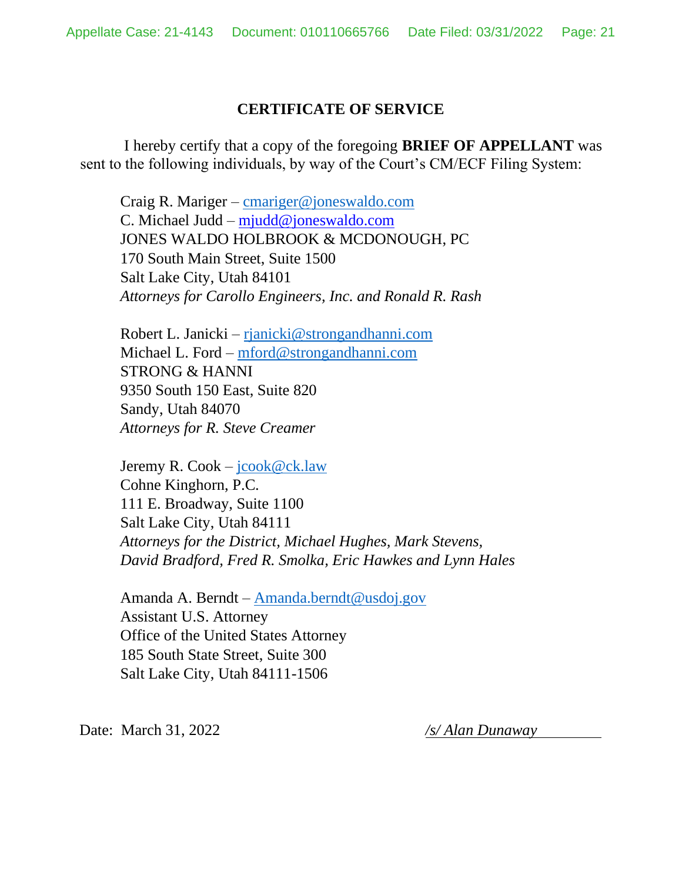# CERTIFICATE OF SERVICE

I hereby certify that a copy of the foregoing **BRIEF OF APPELLANT** was sent to the following individuals, by way of the Court's CM/ECF Filing System:

Craig R. Mariger – cmariger@joneswaldo.com
C. Michael Judd – mjudd@joneswaldo.com
JONES WALDO HOLBROOK & MCDONOUGH, PC
170 South Main Street, Suite 1500
Salt Lake City, Utah 84101
*Attorneys for Carollo Engineers, Inc. and Ronald R. Rash*

Robert L. Janicki – rjanicki@strongandhanni.com
Michael L. Ford – mford@strongandhanni.com
STRONG & HANNI
9350 South 150 East, Suite 820
Sandy, Utah 84070
*Attorneys for R. Steve Creamer*

Jeremy R. Cook – jcook@ck.law
Cohne Kinghorn, P.C.
111 E. Broadway, Suite 1100
Salt Lake City, Utah 84111
*Attorneys for the District, Michael Hughes, Mark Stevens, David Bradford, Fred R. Smolka, Eric Hawkes and Lynn Hales*

Amanda A. Berndt – Amanda.berndt@usdoj.gov
Assistant U.S. Attorney
Office of the United States Attorney
185 South State Street, Suite 300
Salt Lake City, Utah 84111-1506

Date: March 31, 2022

*/s/ Alan Dunaway*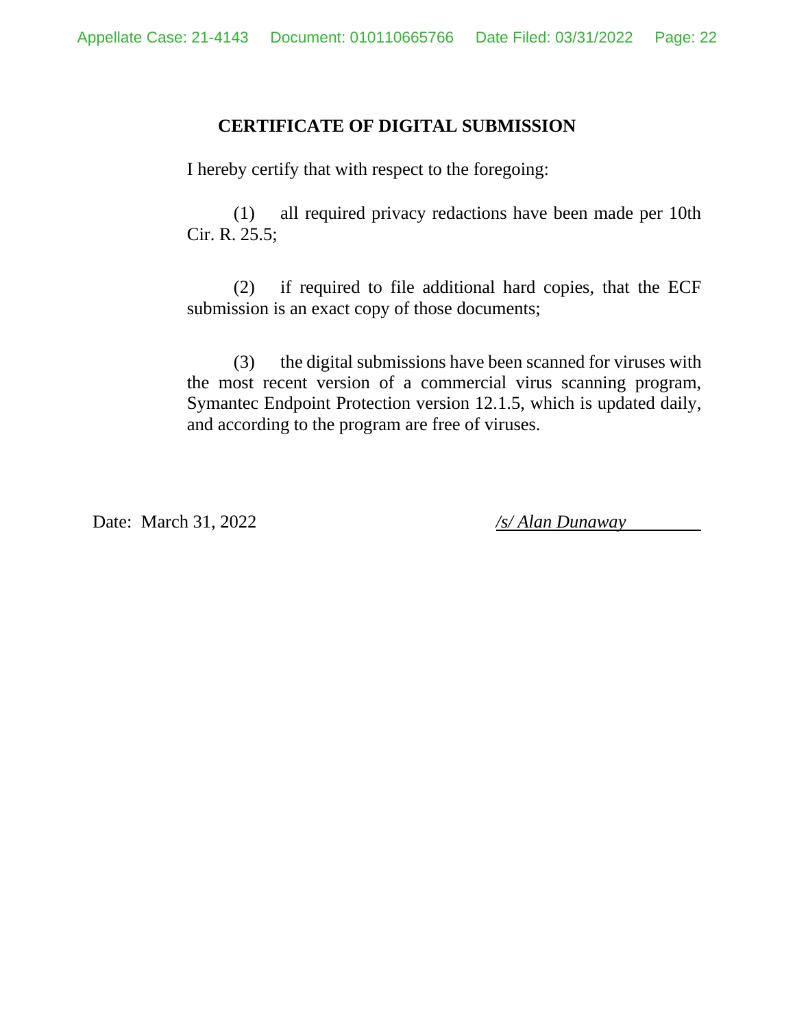## CERTIFICATE OF DIGITAL SUBMISSION

I hereby certify that with respect to the foregoing:

(1) all required privacy redactions have been made per 10th Cir. R. 25.5;

(2) if required to file additional hard copies, that the ECF submission is an exact copy of those documents;

(3) the digital submissions have been scanned for viruses with the most recent version of a commercial virus scanning program, Symantec Endpoint Protection version 12.1.5, which is updated daily, and according to the program are free of viruses.

Date: March 31, 2022

*/s/ Alan Dunaway*